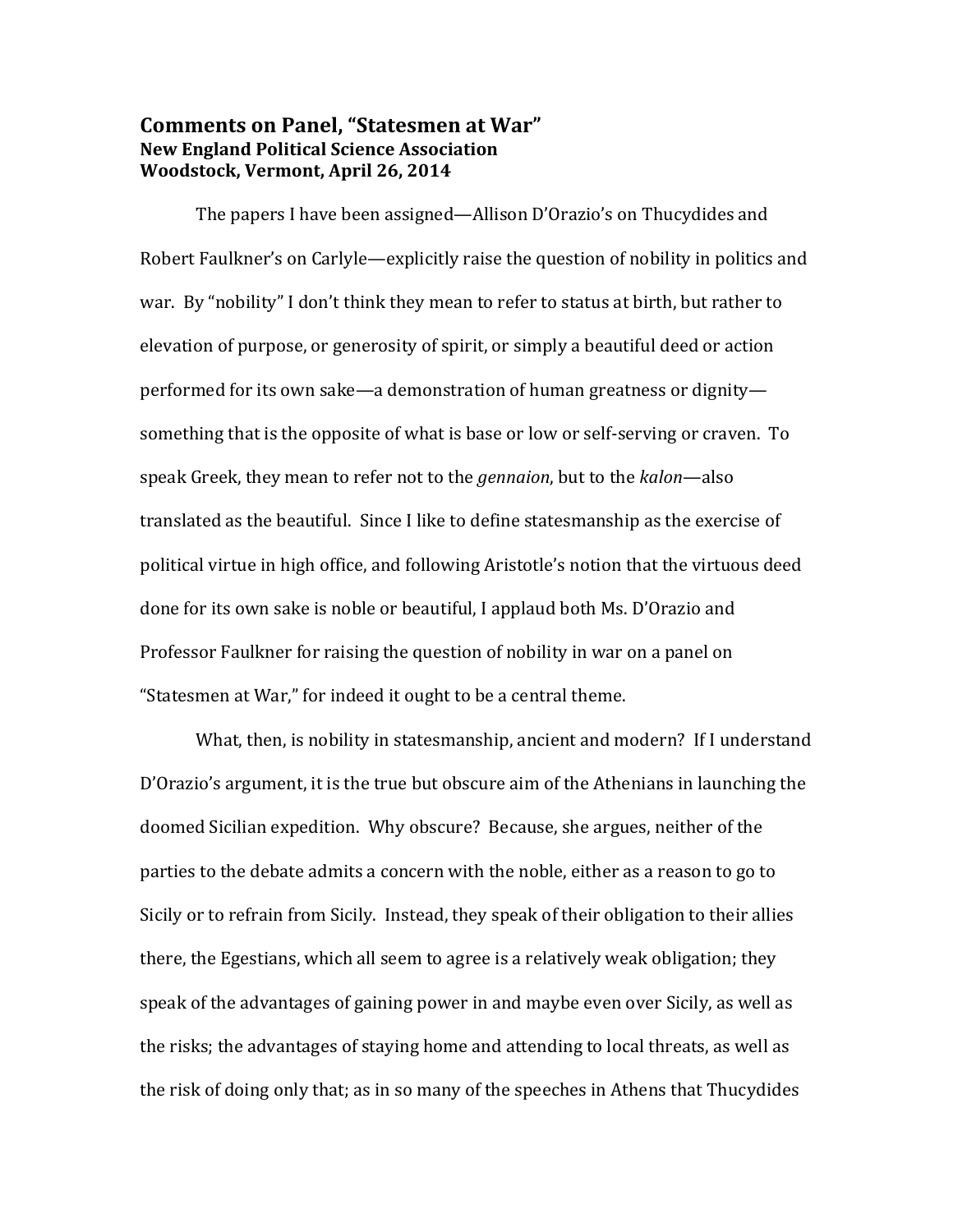# Comments on Panel, "Statesmen at War"

**New England Political Science Association**
**Woodstock, Vermont, April 26, 2014**

The papers I have been assigned—Allison D'Orazio's on Thucydides and Robert Faulkner's on Carlyle—explicitly raise the question of nobility in politics and war. By "nobility" I don't think they mean to refer to status at birth, but rather to elevation of purpose, or generosity of spirit, or simply a beautiful deed or action performed for its own sake—a demonstration of human greatness or dignity—something that is the opposite of what is base or low or self-serving or craven. To speak Greek, they mean to refer not to the *gennaion*, but to the *kalon*—also translated as the beautiful. Since I like to define statesmanship as the exercise of political virtue in high office, and following Aristotle's notion that the virtuous deed done for its own sake is noble or beautiful, I applaud both Ms. D'Orazio and Professor Faulkner for raising the question of nobility in war on a panel on "Statesmen at War," for indeed it ought to be a central theme.

What, then, is nobility in statesmanship, ancient and modern? If I understand D'Orazio's argument, it is the true but obscure aim of the Athenians in launching the doomed Sicilian expedition. Why obscure? Because, she argues, neither of the parties to the debate admits a concern with the noble, either as a reason to go to Sicily or to refrain from Sicily. Instead, they speak of their obligation to their allies there, the Egestians, which all seem to agree is a relatively weak obligation; they speak of the advantages of gaining power in and maybe even over Sicily, as well as the risks; the advantages of staying home and attending to local threats, as well as the risk of doing only that; as in so many of the speeches in Athens that Thucydides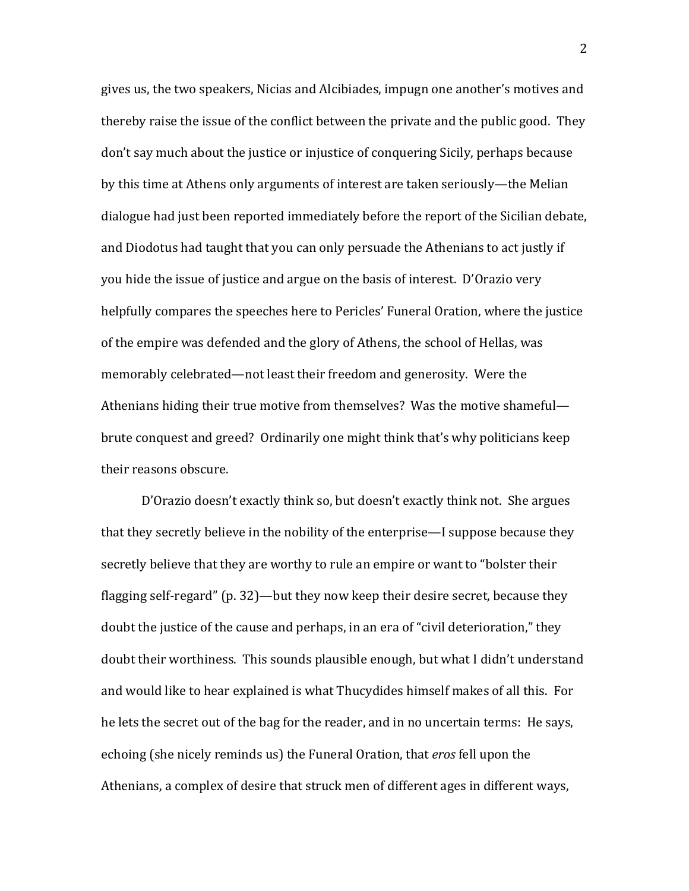gives us, the two speakers, Nicias and Alcibiades, impugn one another's motives and thereby raise the issue of the conflict between the private and the public good. They don't say much about the justice or injustice of conquering Sicily, perhaps because by this time at Athens only arguments of interest are taken seriously—the Melian dialogue had just been reported immediately before the report of the Sicilian debate, and Diodotus had taught that you can only persuade the Athenians to act justly if you hide the issue of justice and argue on the basis of interest. D'Orazio very helpfully compares the speeches here to Pericles' Funeral Oration, where the justice of the empire was defended and the glory of Athens, the school of Hellas, was memorably celebrated—not least their freedom and generosity. Were the Athenians hiding their true motive from themselves? Was the motive shameful—brute conquest and greed? Ordinarily one might think that's why politicians keep their reasons obscure.

D'Orazio doesn't exactly think so, but doesn't exactly think not. She argues that they secretly believe in the nobility of the enterprise—I suppose because they secretly believe that they are worthy to rule an empire or want to "bolster their flagging self-regard" (p. 32)—but they now keep their desire secret, because they doubt the justice of the cause and perhaps, in an era of "civil deterioration," they doubt their worthiness. This sounds plausible enough, but what I didn't understand and would like to hear explained is what Thucydides himself makes of all this. For he lets the secret out of the bag for the reader, and in no uncertain terms: He says, echoing (she nicely reminds us) the Funeral Oration, that *eros* fell upon the Athenians, a complex of desire that struck men of different ages in different ways,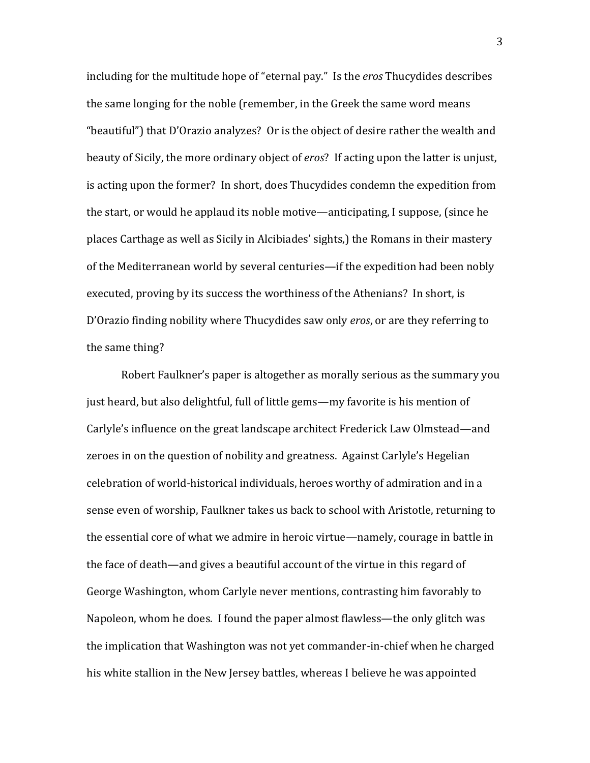including for the multitude hope of "eternal pay." Is the *eros* Thucydides describes the same longing for the noble (remember, in the Greek the same word means "beautiful") that D'Orazio analyzes? Or is the object of desire rather the wealth and beauty of Sicily, the more ordinary object of *eros*? If acting upon the latter is unjust, is acting upon the former? In short, does Thucydides condemn the expedition from the start, or would he applaud its noble motive—anticipating, I suppose, (since he places Carthage as well as Sicily in Alcibiades' sights,) the Romans in their mastery of the Mediterranean world by several centuries—if the expedition had been nobly executed, proving by its success the worthiness of the Athenians? In short, is D'Orazio finding nobility where Thucydides saw only *eros*, or are they referring to the same thing?

Robert Faulkner's paper is altogether as morally serious as the summary you just heard, but also delightful, full of little gems—my favorite is his mention of Carlyle's influence on the great landscape architect Frederick Law Olmstead—and zeroes in on the question of nobility and greatness. Against Carlyle's Hegelian celebration of world-historical individuals, heroes worthy of admiration and in a sense even of worship, Faulkner takes us back to school with Aristotle, returning to the essential core of what we admire in heroic virtue—namely, courage in battle in the face of death—and gives a beautiful account of the virtue in this regard of George Washington, whom Carlyle never mentions, contrasting him favorably to Napoleon, whom he does. I found the paper almost flawless—the only glitch was the implication that Washington was not yet commander-in-chief when he charged his white stallion in the New Jersey battles, whereas I believe he was appointed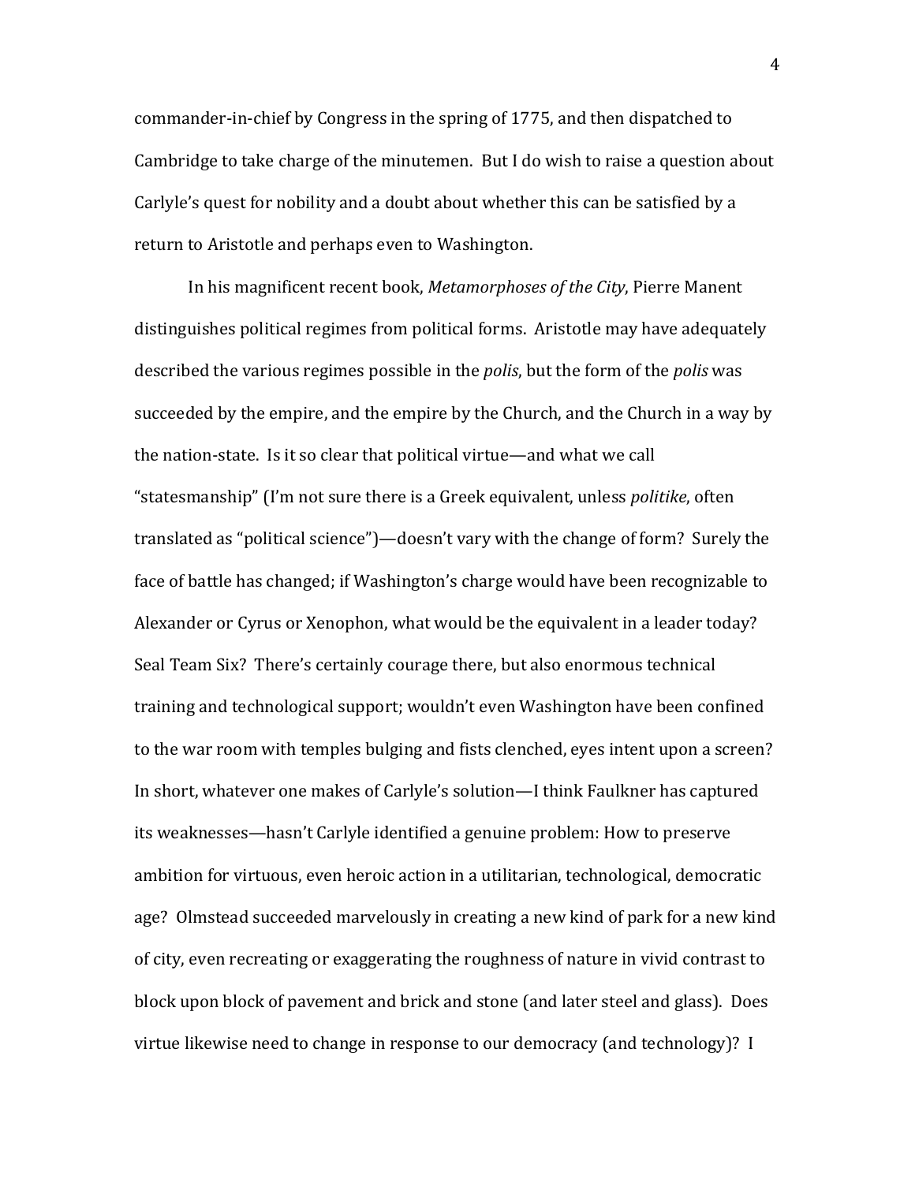commander-in-chief by Congress in the spring of 1775, and then dispatched to Cambridge to take charge of the minutemen. But I do wish to raise a question about Carlyle's quest for nobility and a doubt about whether this can be satisfied by a return to Aristotle and perhaps even to Washington.

In his magnificent recent book, *Metamorphoses of the City*, Pierre Manent distinguishes political regimes from political forms. Aristotle may have adequately described the various regimes possible in the *polis*, but the form of the *polis* was succeeded by the empire, and the empire by the Church, and the Church in a way by the nation-state. Is it so clear that political virtue—and what we call "statesmanship" (I'm not sure there is a Greek equivalent, unless *politike*, often translated as "political science")—doesn't vary with the change of form? Surely the face of battle has changed; if Washington's charge would have been recognizable to Alexander or Cyrus or Xenophon, what would be the equivalent in a leader today? Seal Team Six? There's certainly courage there, but also enormous technical training and technological support; wouldn't even Washington have been confined to the war room with temples bulging and fists clenched, eyes intent upon a screen? In short, whatever one makes of Carlyle's solution—I think Faulkner has captured its weaknesses—hasn't Carlyle identified a genuine problem: How to preserve ambition for virtuous, even heroic action in a utilitarian, technological, democratic age? Olmstead succeeded marvelously in creating a new kind of park for a new kind of city, even recreating or exaggerating the roughness of nature in vivid contrast to block upon block of pavement and brick and stone (and later steel and glass). Does virtue likewise need to change in response to our democracy (and technology)? I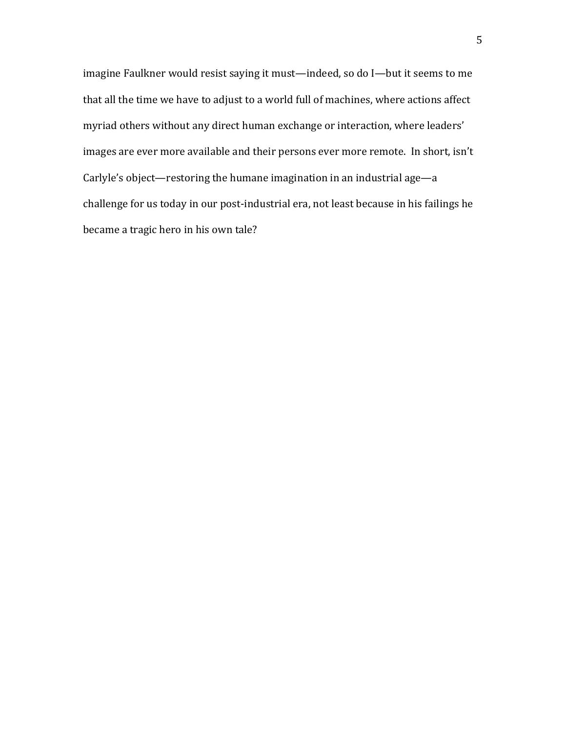imagine Faulkner would resist saying it must—indeed, so do I—but it seems to me that all the time we have to adjust to a world full of machines, where actions affect myriad others without any direct human exchange or interaction, where leaders' images are ever more available and their persons ever more remote. In short, isn't Carlyle's object—restoring the humane imagination in an industrial age—a challenge for us today in our post-industrial era, not least because in his failings he became a tragic hero in his own tale?